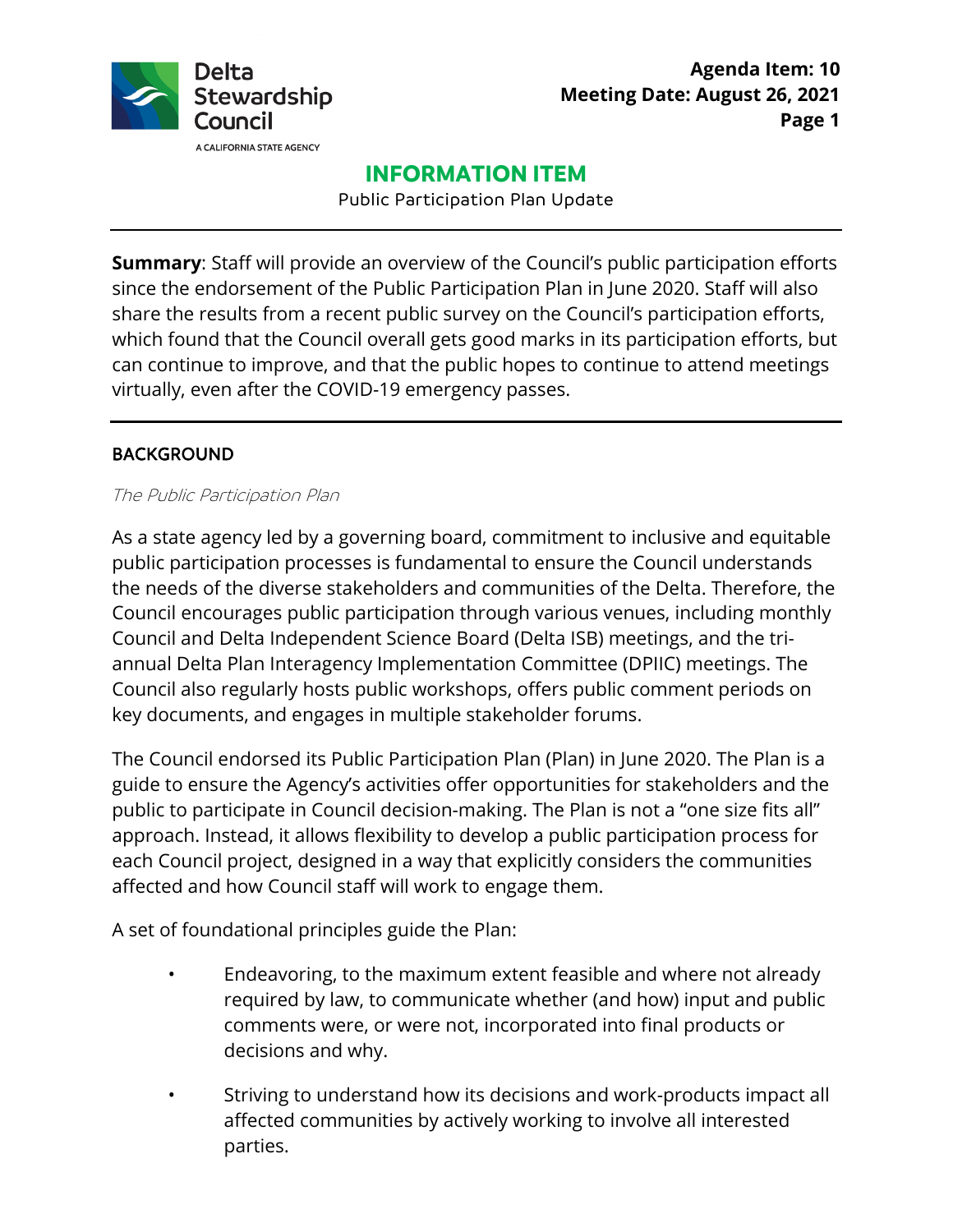Delta Stewardship Council

A CALIFORNIA STATE AGENCY

**Agenda Item: 10**
**Meeting Date: August 26, 2021**

# INFORMATION ITEM

Public Participation Plan Update

---

**Summary**: Staff will provide an overview of the Council's public participation efforts since the endorsement of the Public Participation Plan in June 2020. Staff will also share the results from a recent public survey on the Council's participation efforts, which found that the Council overall gets good marks in its participation efforts, but can continue to improve, and that the public hopes to continue to attend meetings virtually, even after the COVID-19 emergency passes.

---

## BACKGROUND

### *The Public Participation Plan*

As a state agency led by a governing board, commitment to inclusive and equitable public participation processes is fundamental to ensure the Council understands the needs of the diverse stakeholders and communities of the Delta. Therefore, the Council encourages public participation through various venues, including monthly Council and Delta Independent Science Board (Delta ISB) meetings, and the tri-annual Delta Plan Interagency Implementation Committee (DPIIC) meetings. The Council also regularly hosts public workshops, offers public comment periods on key documents, and engages in multiple stakeholder forums.

The Council endorsed its Public Participation Plan (Plan) in June 2020. The Plan is a guide to ensure the Agency's activities offer opportunities for stakeholders and the public to participate in Council decision-making. The Plan is not a "one size fits all" approach. Instead, it allows flexibility to develop a public participation process for each Council project, designed in a way that explicitly considers the communities affected and how Council staff will work to engage them.

A set of foundational principles guide the Plan:

- Endeavoring, to the maximum extent feasible and where not already required by law, to communicate whether (and how) input and public comments were, or were not, incorporated into final products or decisions and why.
- Striving to understand how its decisions and work-products impact all affected communities by actively working to involve all interested parties.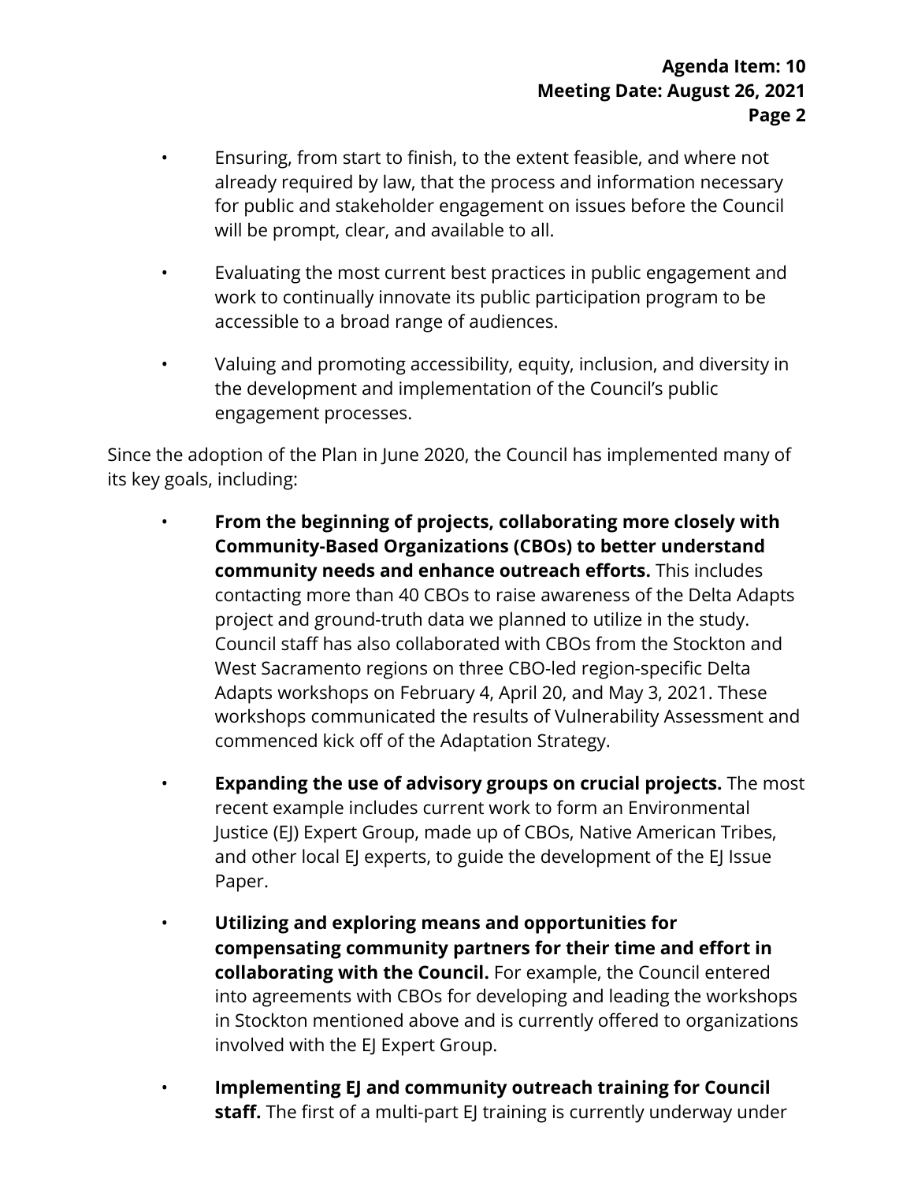- Ensuring, from start to finish, to the extent feasible, and where not already required by law, that the process and information necessary for public and stakeholder engagement on issues before the Council will be prompt, clear, and available to all.
- Evaluating the most current best practices in public engagement and work to continually innovate its public participation program to be accessible to a broad range of audiences.
- Valuing and promoting accessibility, equity, inclusion, and diversity in the development and implementation of the Council's public engagement processes.

Since the adoption of the Plan in June 2020, the Council has implemented many of its key goals, including:

- **From the beginning of projects, collaborating more closely with Community-Based Organizations (CBOs) to better understand community needs and enhance outreach efforts.** This includes contacting more than 40 CBOs to raise awareness of the Delta Adapts project and ground-truth data we planned to utilize in the study. Council staff has also collaborated with CBOs from the Stockton and West Sacramento regions on three CBO-led region-specific Delta Adapts workshops on February 4, April 20, and May 3, 2021. These workshops communicated the results of Vulnerability Assessment and commenced kick off of the Adaptation Strategy.
- **Expanding the use of advisory groups on crucial projects.** The most recent example includes current work to form an Environmental Justice (EJ) Expert Group, made up of CBOs, Native American Tribes, and other local EJ experts, to guide the development of the EJ Issue Paper.
- **Utilizing and exploring means and opportunities for compensating community partners for their time and effort in collaborating with the Council.** For example, the Council entered into agreements with CBOs for developing and leading the workshops in Stockton mentioned above and is currently offered to organizations involved with the EJ Expert Group.
- **Implementing EJ and community outreach training for Council staff.** The first of a multi-part EJ training is currently underway under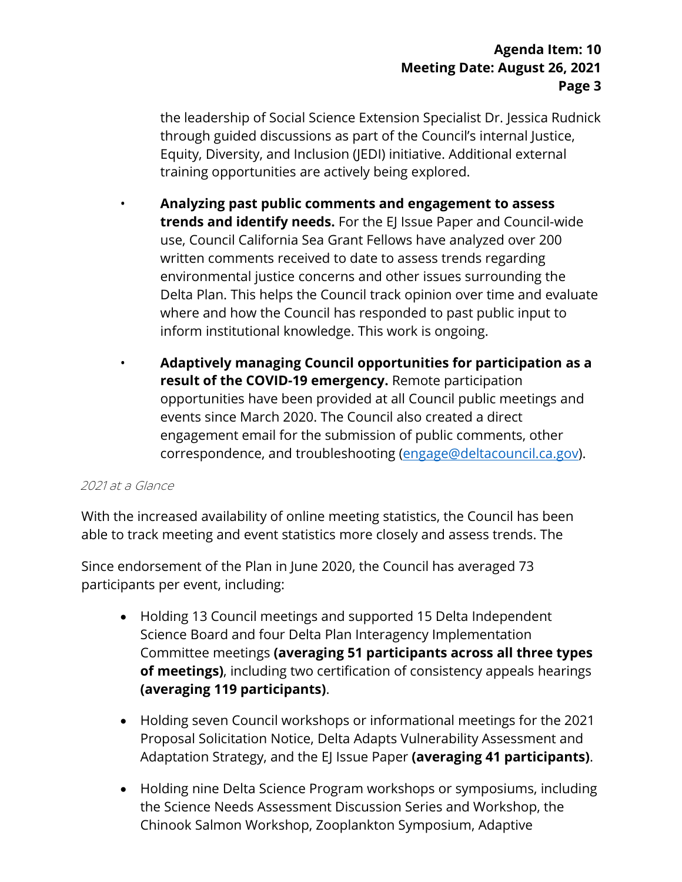the leadership of Social Science Extension Specialist Dr. Jessica Rudnick through guided discussions as part of the Council's internal Justice, Equity, Diversity, and Inclusion (JEDI) initiative. Additional external training opportunities are actively being explored.

- **Analyzing past public comments and engagement to assess trends and identify needs.** For the EJ Issue Paper and Council-wide use, Council California Sea Grant Fellows have analyzed over 200 written comments received to date to assess trends regarding environmental justice concerns and other issues surrounding the Delta Plan. This helps the Council track opinion over time and evaluate where and how the Council has responded to past public input to inform institutional knowledge. This work is ongoing.
- **Adaptively managing Council opportunities for participation as a result of the COVID-19 emergency.** Remote participation opportunities have been provided at all Council public meetings and events since March 2020. The Council also created a direct engagement email for the submission of public comments, other correspondence, and troubleshooting ([engage@deltacouncil.ca.gov](mailto:engage@deltacouncil.ca.gov)).

*2021 at a Glance*

With the increased availability of online meeting statistics, the Council has been able to track meeting and event statistics more closely and assess trends. The

Since endorsement of the Plan in June 2020, the Council has averaged 73 participants per event, including:

- Holding 13 Council meetings and supported 15 Delta Independent Science Board and four Delta Plan Interagency Implementation Committee meetings **(averaging 51 participants across all three types of meetings)**, including two certification of consistency appeals hearings **(averaging 119 participants)**.
- Holding seven Council workshops or informational meetings for the 2021 Proposal Solicitation Notice, Delta Adapts Vulnerability Assessment and Adaptation Strategy, and the EJ Issue Paper **(averaging 41 participants)**.
- Holding nine Delta Science Program workshops or symposiums, including the Science Needs Assessment Discussion Series and Workshop, the Chinook Salmon Workshop, Zooplankton Symposium, Adaptive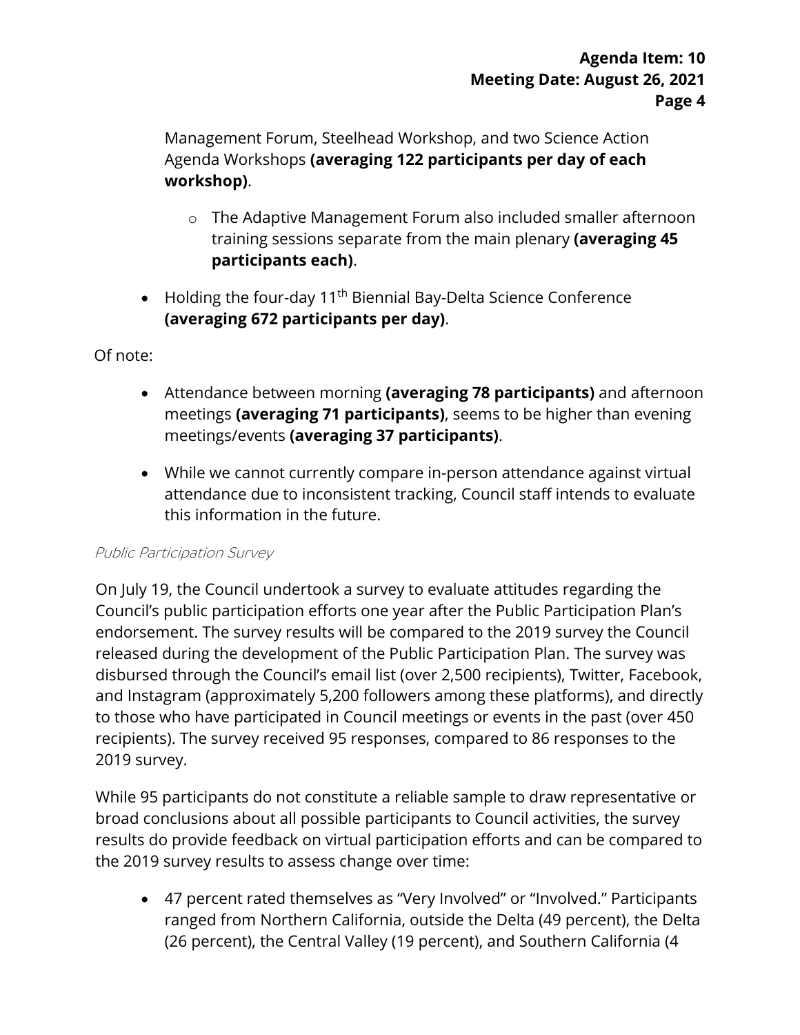Management Forum, Steelhead Workshop, and two Science Action Agenda Workshops **(averaging 122 participants per day of each workshop)**.

    - The Adaptive Management Forum also included smaller afternoon training sessions separate from the main plenary **(averaging 45 participants each)**.

- Holding the four-day 11th Biennial Bay-Delta Science Conference **(averaging 672 participants per day)**.

Of note:

- Attendance between morning **(averaging 78 participants)** and afternoon meetings **(averaging 71 participants)**, seems to be higher than evening meetings/events **(averaging 37 participants)**.
- While we cannot currently compare in-person attendance against virtual attendance due to inconsistent tracking, Council staff intends to evaluate this information in the future.

*Public Participation Survey*

On July 19, the Council undertook a survey to evaluate attitudes regarding the Council's public participation efforts one year after the Public Participation Plan's endorsement. The survey results will be compared to the 2019 survey the Council released during the development of the Public Participation Plan. The survey was disbursed through the Council's email list (over 2,500 recipients), Twitter, Facebook, and Instagram (approximately 5,200 followers among these platforms), and directly to those who have participated in Council meetings or events in the past (over 450 recipients). The survey received 95 responses, compared to 86 responses to the 2019 survey.

While 95 participants do not constitute a reliable sample to draw representative or broad conclusions about all possible participants to Council activities, the survey results do provide feedback on virtual participation efforts and can be compared to the 2019 survey results to assess change over time:

- 47 percent rated themselves as "Very Involved" or "Involved." Participants ranged from Northern California, outside the Delta (49 percent), the Delta (26 percent), the Central Valley (19 percent), and Southern California (4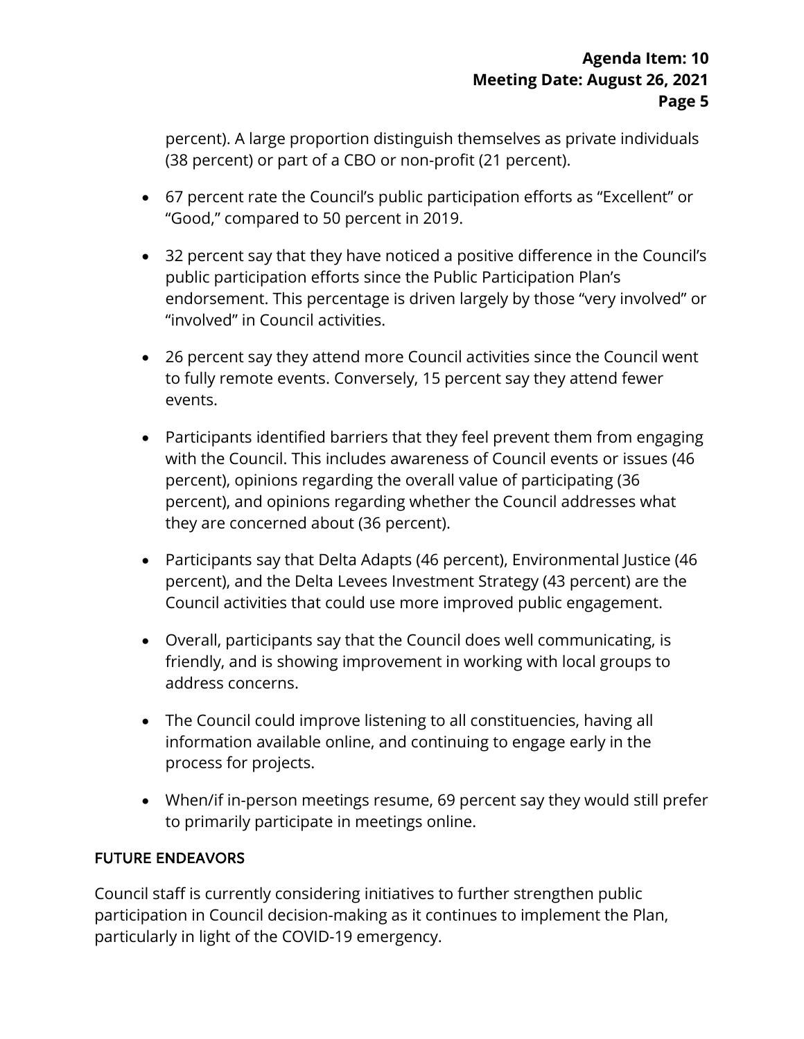percent). A large proportion distinguish themselves as private individuals (38 percent) or part of a CBO or non-profit (21 percent).

- 67 percent rate the Council's public participation efforts as "Excellent" or "Good," compared to 50 percent in 2019.
- 32 percent say that they have noticed a positive difference in the Council's public participation efforts since the Public Participation Plan's endorsement. This percentage is driven largely by those "very involved" or "involved" in Council activities.
- 26 percent say they attend more Council activities since the Council went to fully remote events. Conversely, 15 percent say they attend fewer events.
- Participants identified barriers that they feel prevent them from engaging with the Council. This includes awareness of Council events or issues (46 percent), opinions regarding the overall value of participating (36 percent), and opinions regarding whether the Council addresses what they are concerned about (36 percent).
- Participants say that Delta Adapts (46 percent), Environmental Justice (46 percent), and the Delta Levees Investment Strategy (43 percent) are the Council activities that could use more improved public engagement.
- Overall, participants say that the Council does well communicating, is friendly, and is showing improvement in working with local groups to address concerns.
- The Council could improve listening to all constituencies, having all information available online, and continuing to engage early in the process for projects.
- When/if in-person meetings resume, 69 percent say they would still prefer to primarily participate in meetings online.

## FUTURE ENDEAVORS

Council staff is currently considering initiatives to further strengthen public participation in Council decision-making as it continues to implement the Plan, particularly in light of the COVID-19 emergency.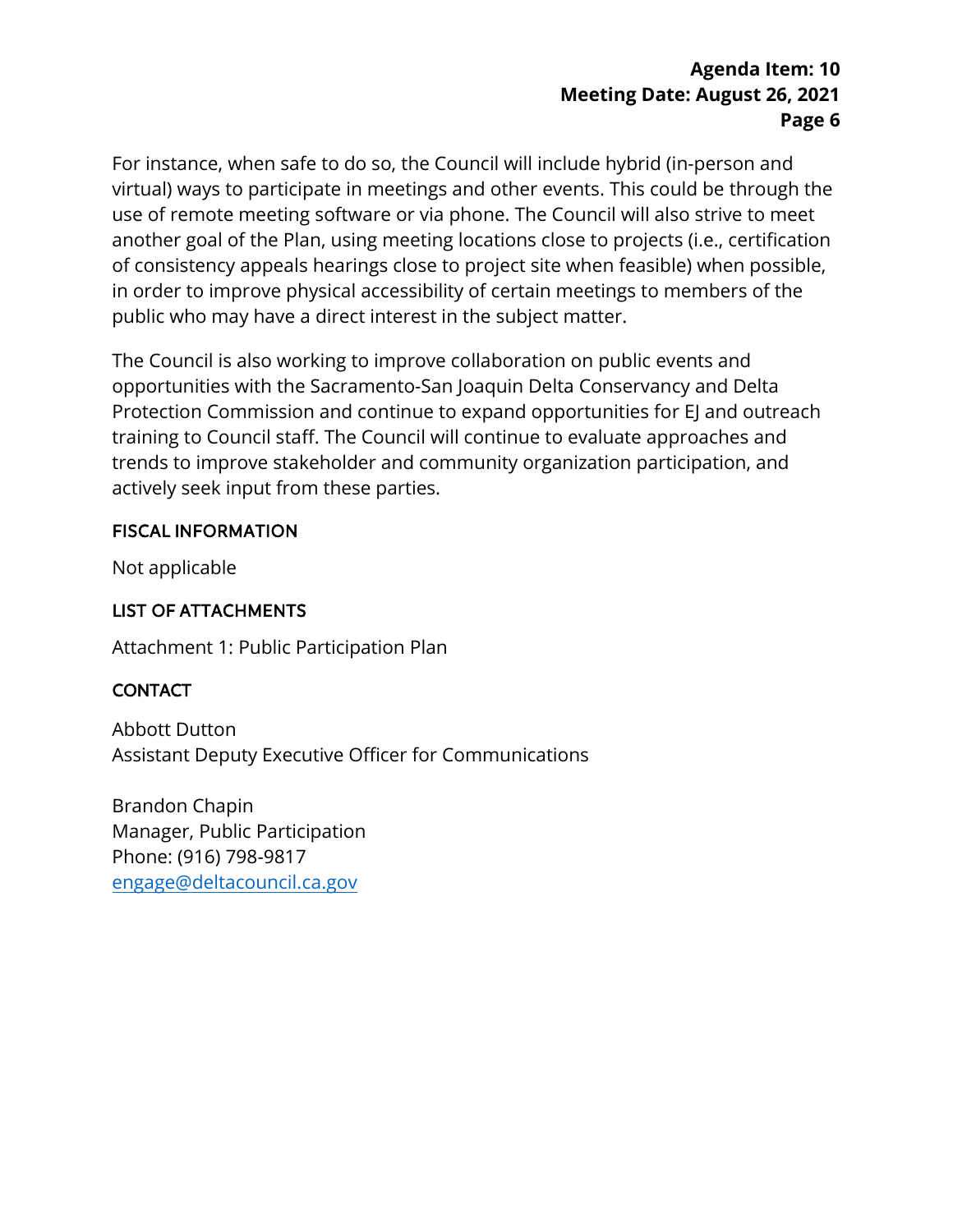For instance, when safe to do so, the Council will include hybrid (in-person and virtual) ways to participate in meetings and other events. This could be through the use of remote meeting software or via phone. The Council will also strive to meet another goal of the Plan, using meeting locations close to projects (i.e., certification of consistency appeals hearings close to project site when feasible) when possible, in order to improve physical accessibility of certain meetings to members of the public who may have a direct interest in the subject matter.

The Council is also working to improve collaboration on public events and opportunities with the Sacramento-San Joaquin Delta Conservancy and Delta Protection Commission and continue to expand opportunities for EJ and outreach training to Council staff. The Council will continue to evaluate approaches and trends to improve stakeholder and community organization participation, and actively seek input from these parties.

## FISCAL INFORMATION

Not applicable

## LIST OF ATTACHMENTS

Attachment 1: Public Participation Plan

## CONTACT

Abbott Dutton
Assistant Deputy Executive Officer for Communications

Brandon Chapin
Manager, Public Participation
Phone: (916) 798-9817
engage@deltacouncil.ca.gov